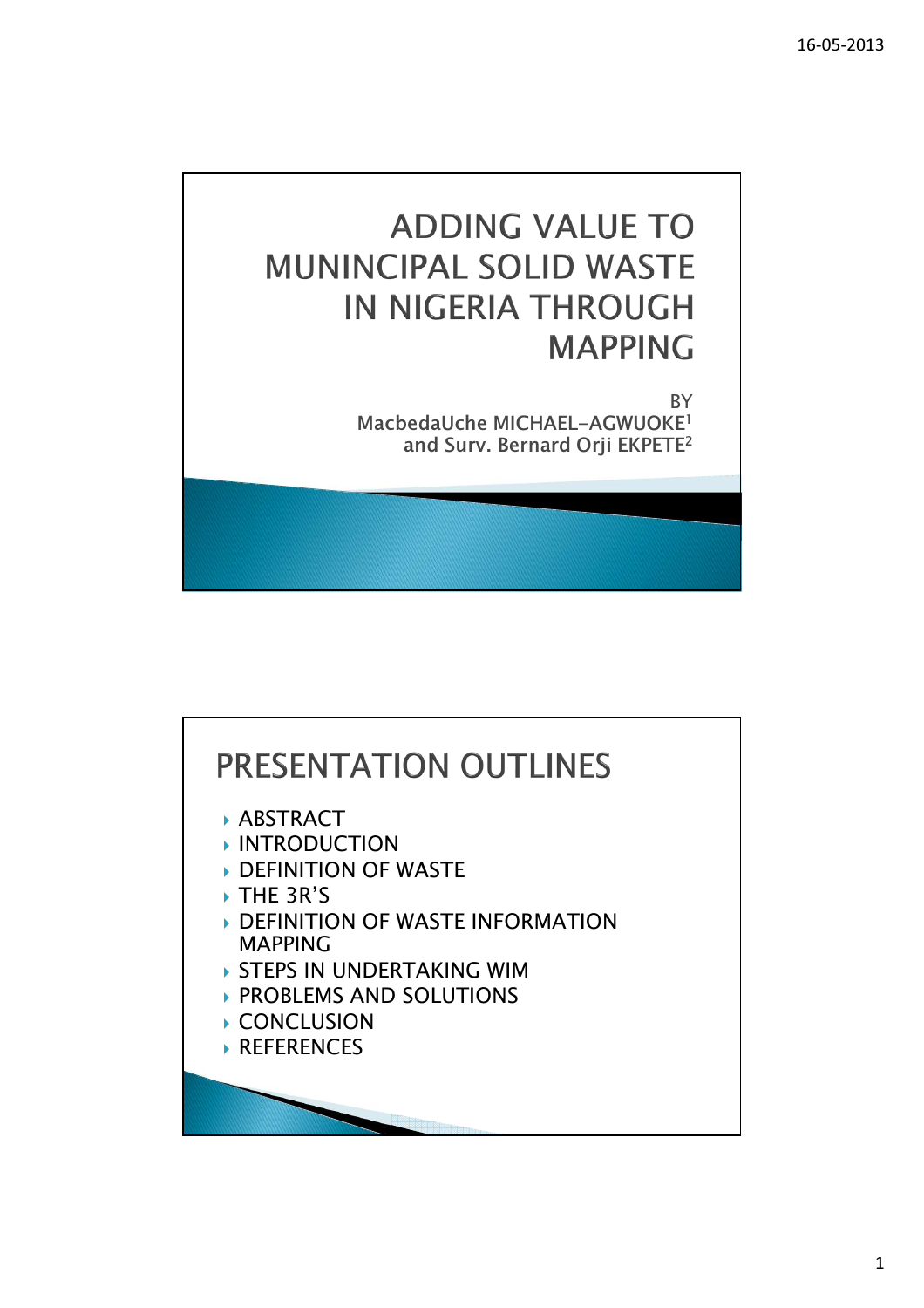# ADDING VALUE TO MUNINCIPAL SOLID WASTE IN NIGERIA THROUGH MAPPING

BY
MacbedaUche MICHAEL-AGWUOKE[1]
and Surv. Bernard Orji EKPETE[2]

## PRESENTATION OUTLINES

- ABSTRACT
- INTRODUCTION
- DEFINITION OF WASTE
- THE 3R'S
- DEFINITION OF WASTE INFORMATION MAPPING
- STEPS IN UNDERTAKING WIM
- PROBLEMS AND SOLUTIONS
- CONCLUSION
- REFERENCES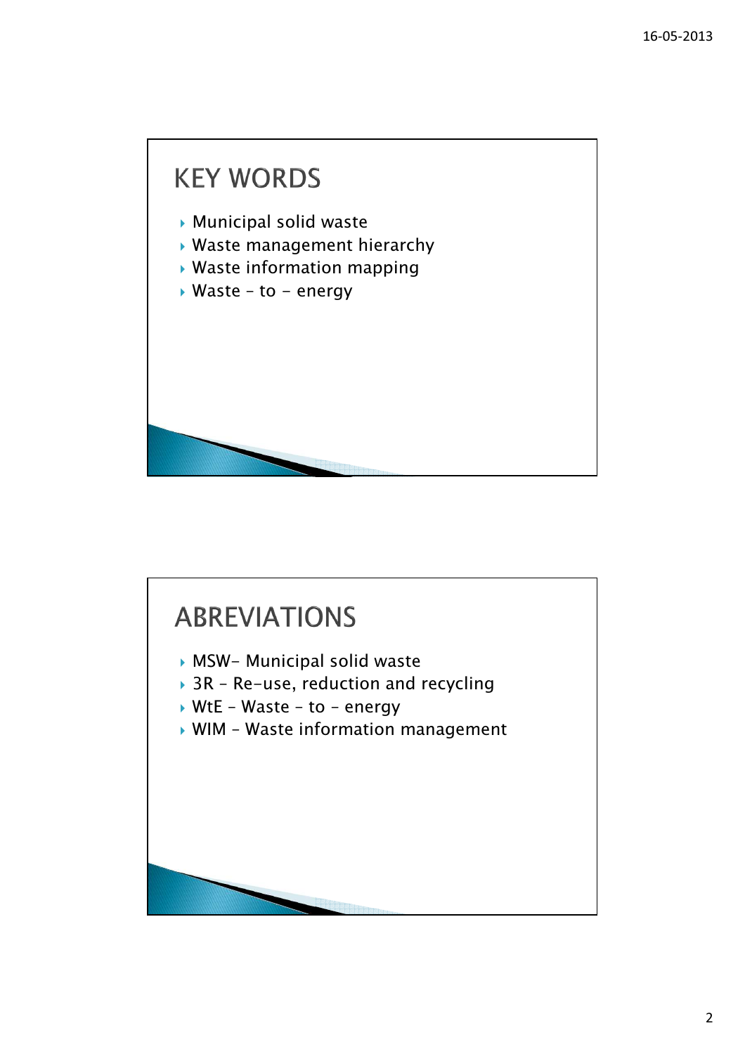## KEY WORDS

- Municipal solid waste
- Waste management hierarchy
- Waste information mapping
- Waste – to – energy

## ABREVIATIONS

- MSW- Municipal solid waste
- 3R – Re-use, reduction and recycling
- WtE – Waste – to – energy
- WIM – Waste information management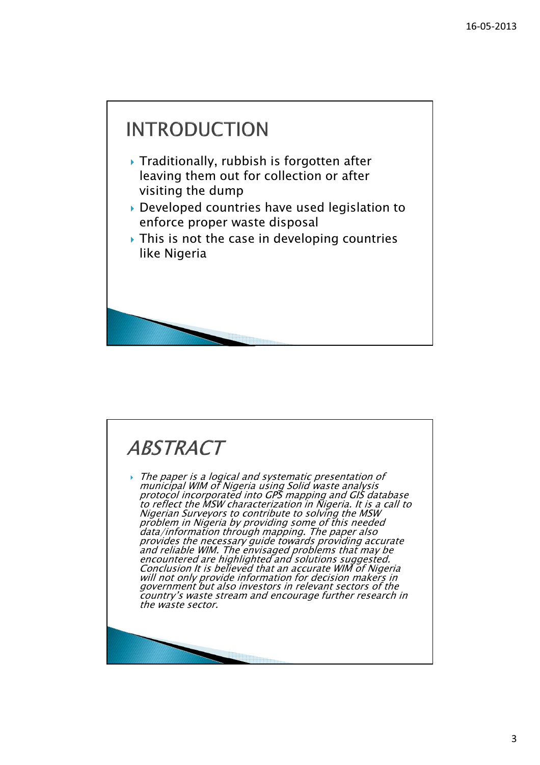# INTRODUCTION

- Traditionally, rubbish is forgotten after leaving them out for collection or after visiting the dump
- Developed countries have used legislation to enforce proper waste disposal
- This is not the case in developing countries like Nigeria

# *ABSTRACT*

- *The paper is a logical and systematic presentation of municipal WIM of Nigeria using Solid waste analysis protocol incorporated into GPS mapping and GIS database to reflect the MSW characterization in Nigeria. It is a call to Nigerian Surveyors to contribute to solving the MSW problem in Nigeria by providing some of this needed data/information through mapping. The paper also provides the necessary guide towards providing accurate and reliable WIM. The envisaged problems that may be encountered are highlighted and solutions suggested. Conclusion It is believed that an accurate WIM of Nigeria will not only provide information for decision makers in government but also investors in relevant sectors of the country's waste stream and encourage further research in the waste sector.*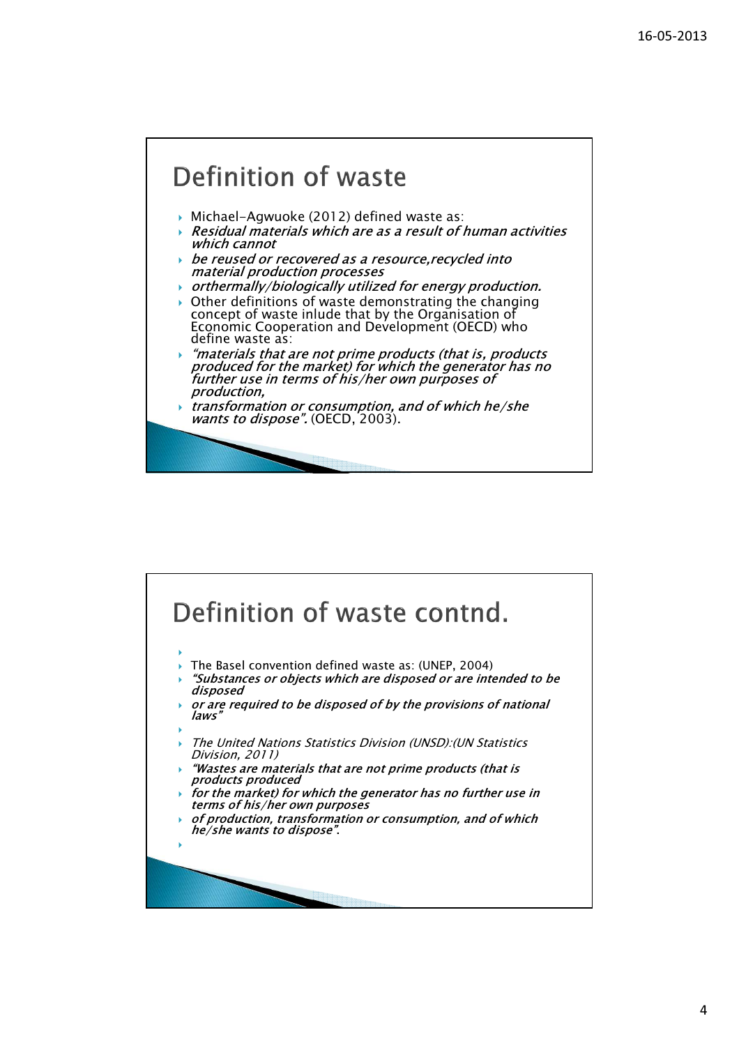## Definition of waste

- Michael-Agwuoke (2012) defined waste as:
- *Residual materials which are as a result of human activities which cannot*
- *be reused or recovered as a resource,recycled into material production processes*
- *orthermally/biologically utilized for energy production.*
- Other definitions of waste demonstrating the changing concept of waste inlude that by the Organisation of Economic Cooperation and Development (OECD) who define waste as:
- *"materials that are not prime products (that is, products produced for the market) for which the generator has no further use in terms of his/her own purposes of production,*
- *transformation or consumption, and of which he/she wants to dispose".* (OECD, 2003).

## Definition of waste contnd.

- The Basel convention defined waste as: (UNEP, 2004)
- *"Substances or objects which are disposed or are intended to be disposed*
- *or are required to be disposed of by the provisions of national laws"*
- *The United Nations Statistics Division (UNSD):(UN Statistics Division, 2011)*
- *"Wastes are materials that are not prime products (that is products produced*
- *for the market) for which the generator has no further use in terms of his/her own purposes*
- *of production, transformation or consumption, and of which he/she wants to dispose".*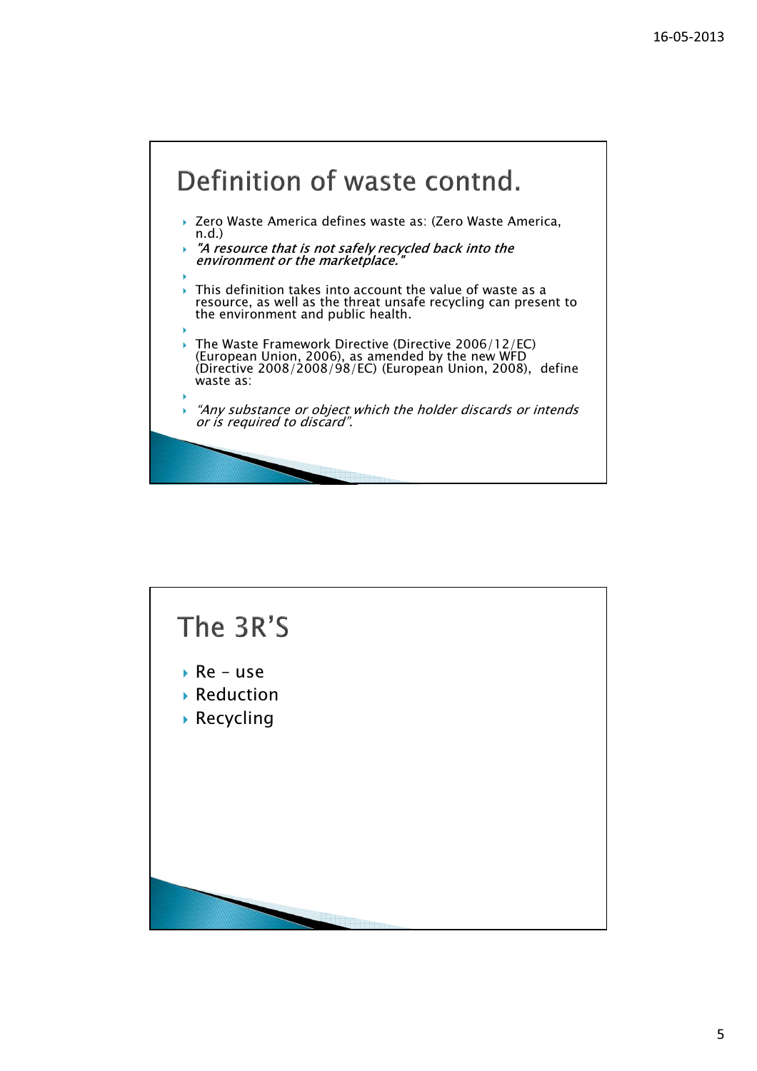## Definition of waste contnd.

- Zero Waste America defines waste as: (Zero Waste America, n.d.)
- *"A resource that is not safely recycled back into the environment or the marketplace."*
- This definition takes into account the value of waste as a resource, as well as the threat unsafe recycling can present to the environment and public health.
- The Waste Framework Directive (Directive 2006/12/EC) (European Union, 2006), as amended by the new WFD (Directive 2008/2008/98/EC) (European Union, 2008), define waste as:
- *"Any substance or object which the holder discards or intends or is required to discard".*

## The 3R'S

- Re – use
- Reduction
- Recycling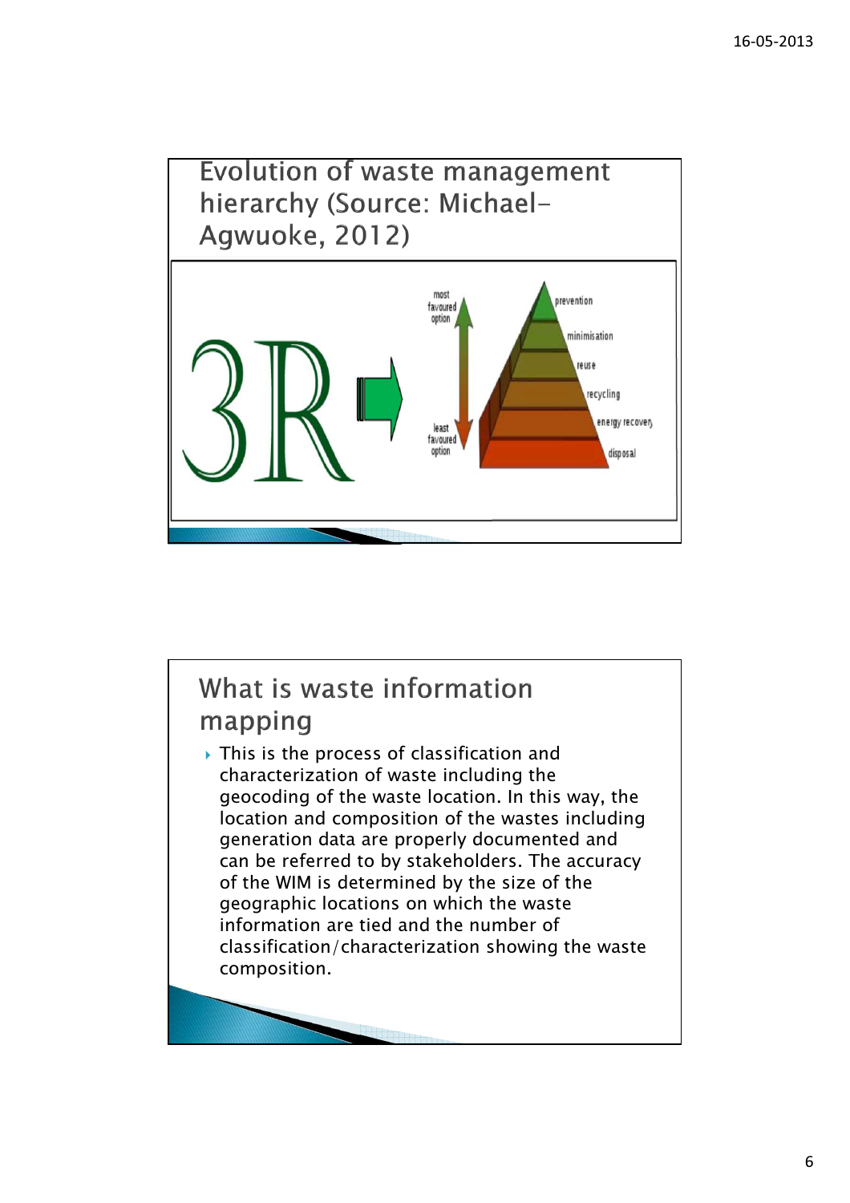## Evolution of waste management hierarchy (Source: Michael-Agwuoke, 2012)

3R

most favoured option

least favoured option

prevention

minimisation

reuse

recycling

energy recovery

disposal

## What is waste information mapping

- This is the process of classification and characterization of waste including the geocoding of the waste location. In this way, the location and composition of the wastes including generation data are properly documented and can be referred to by stakeholders. The accuracy of the WIM is determined by the size of the geographic locations on which the waste information are tied and the number of classification/characterization showing the waste composition.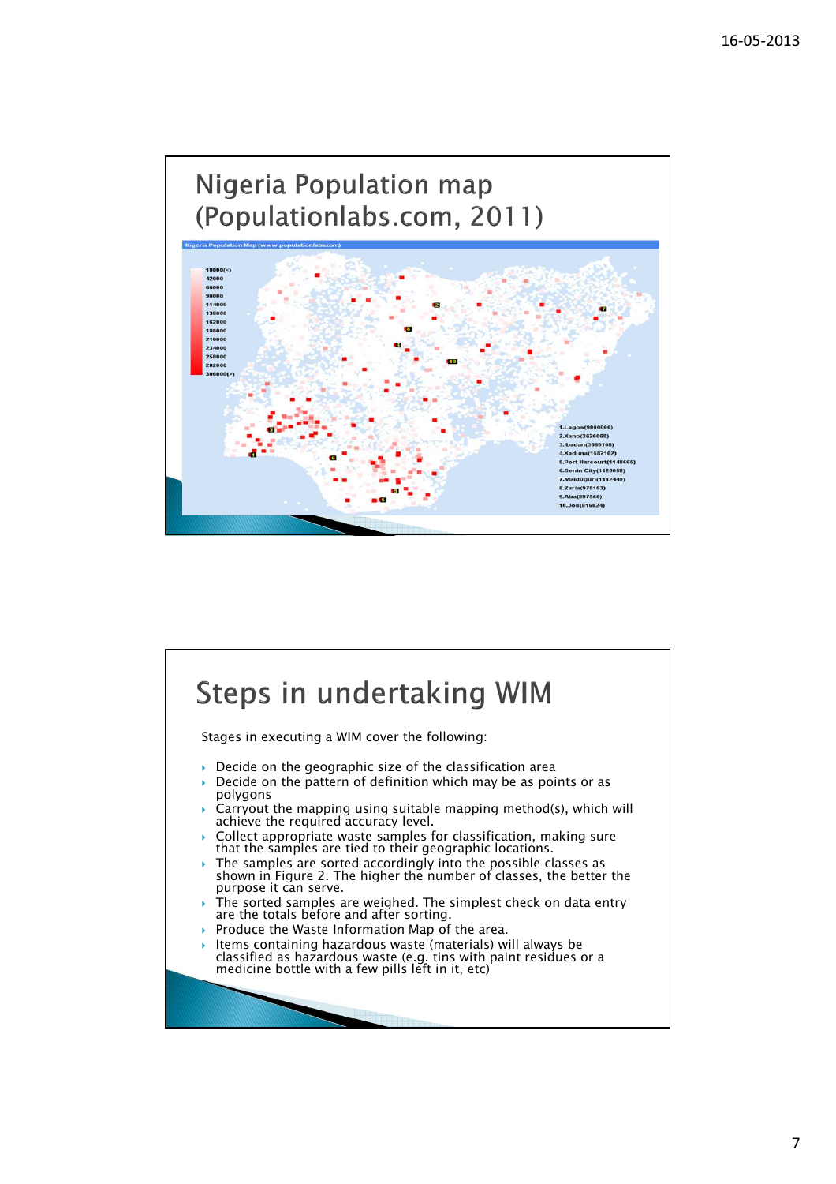# Nigeria Population map (Populationlabs.com, 2011)

Nigeria Population Map (www.populationlabs.com)

18000(<)
42000
66000
90000
114000
138000
162000
186000
210000
234000
258000
282000
306000(>)

1.Lagos(9000000)
2.Kano(3626068)
3.Ibadan(3565108)
4.Kaduna(1582102)
5.Port Harcourt(1148665)
6.Benin City(1125058)
7.Maiduguri(1112449)
8.Zaria(975153)
9.Aba(897560)
10.Jos(816824)

# Steps in undertaking WIM

Stages in executing a WIM cover the following:

- Decide on the geographic size of the classification area
- Decide on the pattern of definition which may be as points or as polygons
- Carryout the mapping using suitable mapping method(s), which will achieve the required accuracy level.
- Collect appropriate waste samples for classification, making sure that the samples are tied to their geographic locations.
- The samples are sorted accordingly into the possible classes as shown in Figure 2. The higher the number of classes, the better the purpose it can serve.
- The sorted samples are weighed. The simplest check on data entry are the totals before and after sorting.
- Produce the Waste Information Map of the area.
- Items containing hazardous waste (materials) will always be classified as hazardous waste (e.g. tins with paint residues or a medicine bottle with a few pills left in it, etc)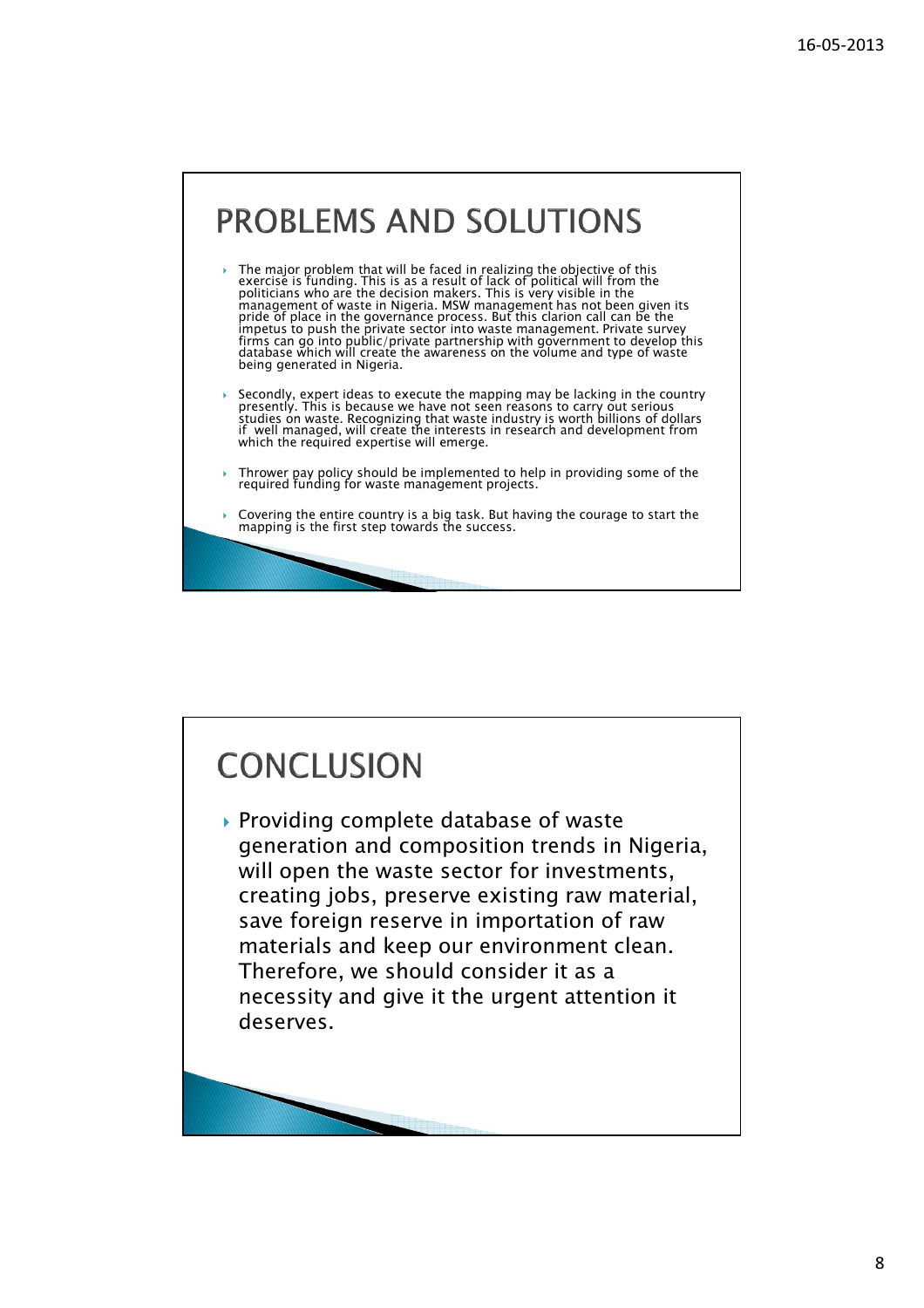## PROBLEMS AND SOLUTIONS

- The major problem that will be faced in realizing the objective of this exercise is funding. This is as a result of lack of political will from the politicians who are the decision makers. This is very visible in the management of waste in Nigeria. MSW management has not been given its pride of place in the governance process. But this clarion call can be the impetus to push the private sector into waste management. Private survey firms can go into public/private partnership with government to develop this database which will create the awareness on the volume and type of waste being generated in Nigeria.

- Secondly, expert ideas to execute the mapping may be lacking in the country presently. This is because we have not seen reasons to carry out serious studies on waste. Recognizing that waste industry is worth billions of dollars if well managed, will create the interests in research and development from which the required expertise will emerge.

- Thrower pay policy should be implemented to help in providing some of the required funding for waste management projects.

- Covering the entire country is a big task. But having the courage to start the mapping is the first step towards the success.

## CONCLUSION

- Providing complete database of waste generation and composition trends in Nigeria, will open the waste sector for investments, creating jobs, preserve existing raw material, save foreign reserve in importation of raw materials and keep our environment clean. Therefore, we should consider it as a necessity and give it the urgent attention it deserves.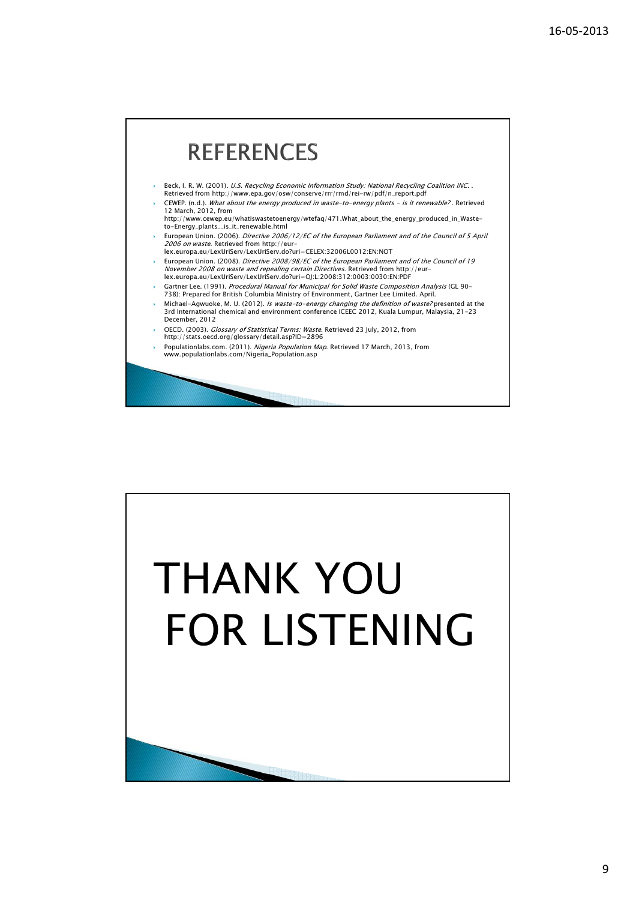# REFERENCES

- Beck, I. R. W. (2001). *U.S. Recycling Economic Information Study: National Recycling Coalition INC.* . Retrieved from http://www.epa.gov/osw/conserve/rrr/rmd/rei-rw/pdf/n_report.pdf
- CEWEP. (n.d.). *What about the energy produced in waste-to-energy plants - is it renewable?* . Retrieved 12 March, 2012, from http://www.cewep.eu/whatiswastetoenergy/wtefaq/471.What_about_the_energy_produced_in_Waste-to-Energy_plants__is_it_renewable.html
- European Union. (2006). *Directive 2006/12/EC of the European Parliament and of the Council of 5 April 2006 on waste*. Retrieved from http://eur-lex.europa.eu/LexUriServ/LexUriServ.do?uri=CELEX:32006L0012:EN:NOT
- European Union. (2008). *Directive 2008/98/EC of the European Parliament and of the Council of 19 November 2008 on waste and repealing certain Directives*. Retrieved from http://eur-lex.europa.eu/LexUriServ/LexUriServ.do?uri=OJ:L:2008:312:0003:0030:EN:PDF
- Gartner Lee. (1991). *Procedural Manual for Municipal for Solid Waste Composition Analysis* (GL 90-738): Prepared for British Columbia Ministry of Environment, Gartner Lee Limited. April.
- Michael-Agwuoke, M. U. (2012). *Is waste-to-energy changing the definition of waste?* presented at the 3rd International chemical and environment conference ICEEC 2012, Kuala Lumpur, Malaysia, 21-23 December, 2012
- OECD. (2003). *Glossary of Statistical Terms: Waste*. Retrieved 23 July, 2012, from http://stats.oecd.org/glossary/detail.asp?ID=2896
- Populationlabs.com. (2011). *Nigeria Population Map*. Retrieved 17 March, 2013, from www.populationlabs.com/Nigeria_Population.asp

# THANK YOU FOR LISTENING